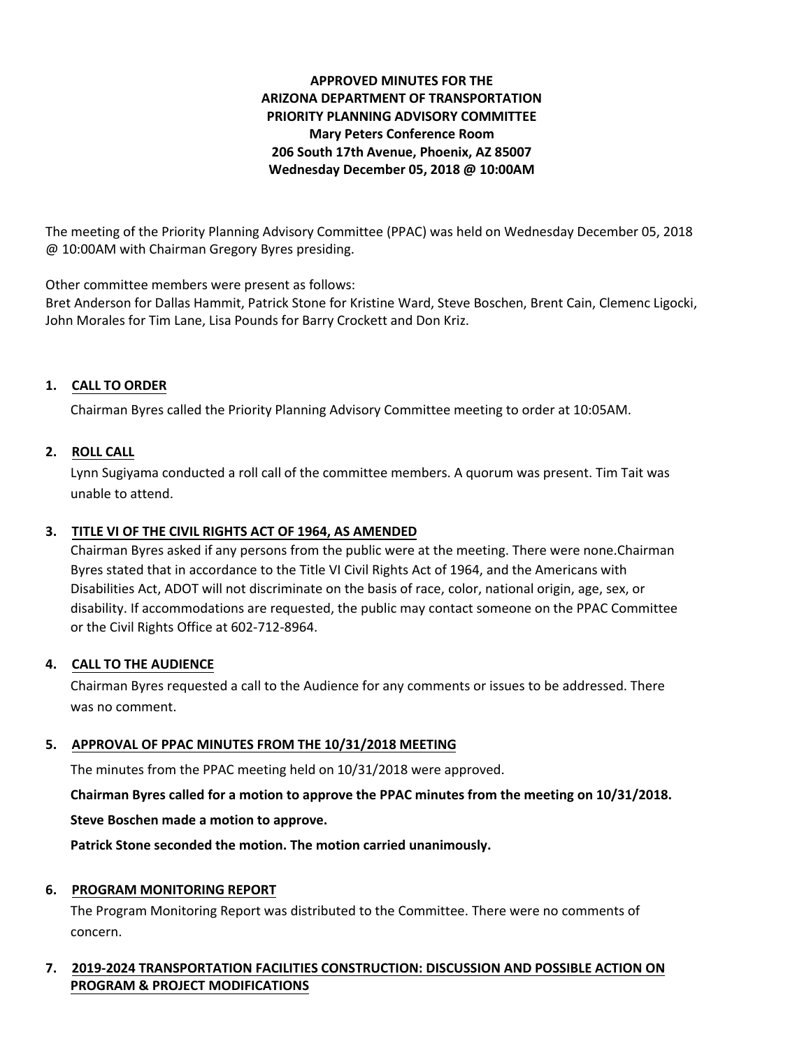**APPROVED MINUTES FOR THE**
**ARIZONA DEPARTMENT OF TRANSPORTATION**
**PRIORITY PLANNING ADVISORY COMMITTEE**
**Mary Peters Conference Room**
**206 South 17th Avenue, Phoenix, AZ 85007**
**Wednesday December 05, 2018 @ 10:00AM**

The meeting of the Priority Planning Advisory Committee (PPAC) was held on Wednesday December 05, 2018 @ 10:00AM with Chairman Gregory Byres presiding.

Other committee members were present as follows:
Bret Anderson for Dallas Hammit, Patrick Stone for Kristine Ward, Steve Boschen, Brent Cain, Clemenc Ligocki, John Morales for Tim Lane, Lisa Pounds for Barry Crockett and Don Kriz.

## 1. CALL TO ORDER

Chairman Byres called the Priority Planning Advisory Committee meeting to order at 10:05AM.

## 2. ROLL CALL

Lynn Sugiyama conducted a roll call of the committee members. A quorum was present. Tim Tait was unable to attend.

## 3. TITLE VI OF THE CIVIL RIGHTS ACT OF 1964, AS AMENDED

Chairman Byres asked if any persons from the public were at the meeting. There were none.Chairman Byres stated that in accordance to the Title VI Civil Rights Act of 1964, and the Americans with Disabilities Act, ADOT will not discriminate on the basis of race, color, national origin, age, sex, or disability. If accommodations are requested, the public may contact someone on the PPAC Committee or the Civil Rights Office at 602-712-8964.

## 4. CALL TO THE AUDIENCE

Chairman Byres requested a call to the Audience for any comments or issues to be addressed. There was no comment.

## 5. APPROVAL OF PPAC MINUTES FROM THE 10/31/2018 MEETING

The minutes from the PPAC meeting held on 10/31/2018 were approved.

**Chairman Byres called for a motion to approve the PPAC minutes from the meeting on 10/31/2018.**

**Steve Boschen made a motion to approve.**

**Patrick Stone seconded the motion. The motion carried unanimously.**

## 6. PROGRAM MONITORING REPORT

The Program Monitoring Report was distributed to the Committee. There were no comments of concern.

## 7. 2019-2024 TRANSPORTATION FACILITIES CONSTRUCTION: DISCUSSION AND POSSIBLE ACTION ON PROGRAM & PROJECT MODIFICATIONS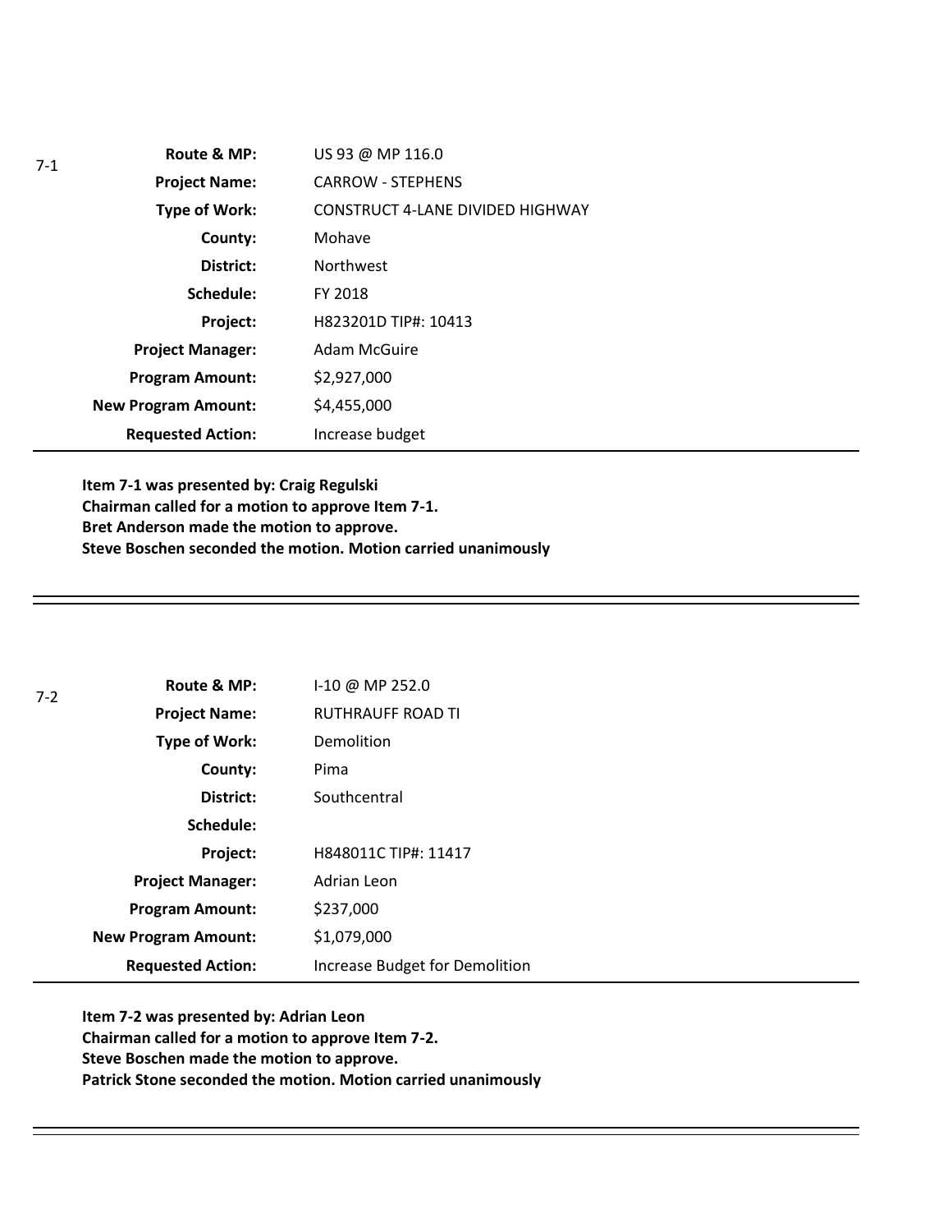7-1

| | |
|---|---|
| **Route & MP:** | US 93 @ MP 116.0 |
| **Project Name:** | CARROW - STEPHENS |
| **Type of Work:** | CONSTRUCT 4-LANE DIVIDED HIGHWAY |
| **County:** | Mohave |
| **District:** | Northwest |
| **Schedule:** | FY 2018 |
| **Project:** | H823201D TIP#: 10413 |
| **Project Manager:** | Adam McGuire |
| **Program Amount:** | $2,927,000 |
| **New Program Amount:** | $4,455,000 |
| **Requested Action:** | Increase budget |

**Item 7-1 was presented by: Craig Regulski**
**Chairman called for a motion to approve Item 7-1.**
**Bret Anderson made the motion to approve.**
**Steve Boschen seconded the motion. Motion carried unanimously**

---

7-2

| | |
|---|---|
| **Route & MP:** | I-10 @ MP 252.0 |
| **Project Name:** | RUTHRAUFF ROAD TI |
| **Type of Work:** | Demolition |
| **County:** | Pima |
| **District:** | Southcentral |
| **Schedule:** | |
| **Project:** | H848011C TIP#: 11417 |
| **Project Manager:** | Adrian Leon |
| **Program Amount:** | $237,000 |
| **New Program Amount:** | $1,079,000 |
| **Requested Action:** | Increase Budget for Demolition |

**Item 7-2 was presented by: Adrian Leon**
**Chairman called for a motion to approve Item 7-2.**
**Steve Boschen made the motion to approve.**
**Patrick Stone seconded the motion. Motion carried unanimously**

---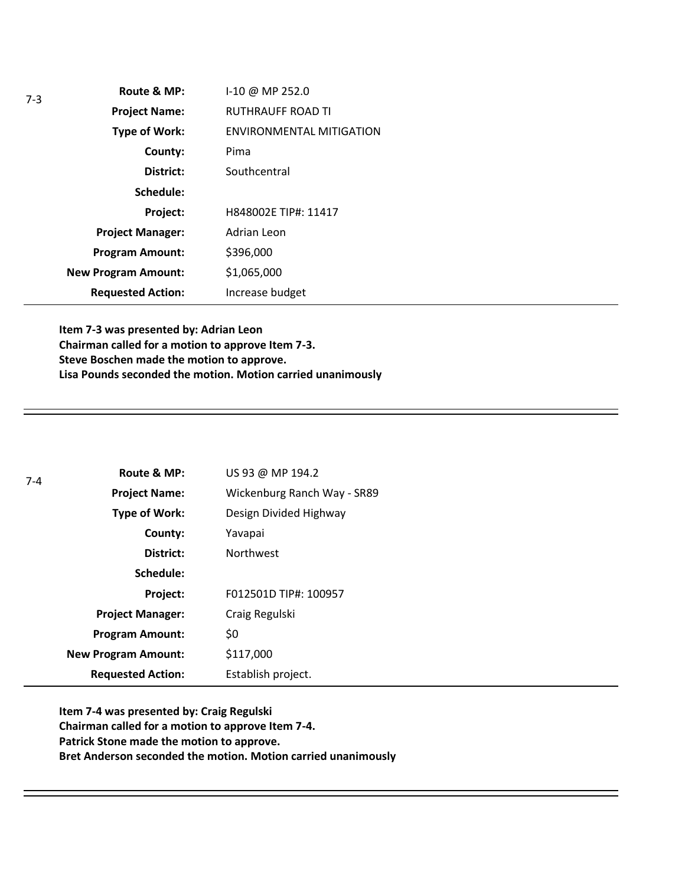7-3

| | |
|---|---|
| **Route & MP:** | I-10 @ MP 252.0 |
| **Project Name:** | RUTHRAUFF ROAD TI |
| **Type of Work:** | ENVIRONMENTAL MITIGATION |
| **County:** | Pima |
| **District:** | Southcentral |
| **Schedule:** | |
| **Project:** | H848002E TIP#: 11417 |
| **Project Manager:** | Adrian Leon |
| **Program Amount:** | $396,000 |
| **New Program Amount:** | $1,065,000 |
| **Requested Action:** | Increase budget |

**Item 7-3 was presented by: Adrian Leon**
**Chairman called for a motion to approve Item 7-3.**
**Steve Boschen made the motion to approve.**
**Lisa Pounds seconded the motion. Motion carried unanimously**

---

7-4

| | |
|---|---|
| **Route & MP:** | US 93 @ MP 194.2 |
| **Project Name:** | Wickenburg Ranch Way - SR89 |
| **Type of Work:** | Design Divided Highway |
| **County:** | Yavapai |
| **District:** | Northwest |
| **Schedule:** | |
| **Project:** | F012501D TIP#: 100957 |
| **Project Manager:** | Craig Regulski |
| **Program Amount:** | $0 |
| **New Program Amount:** | $117,000 |
| **Requested Action:** | Establish project. |

**Item 7-4 was presented by: Craig Regulski**
**Chairman called for a motion to approve Item 7-4.**
**Patrick Stone made the motion to approve.**
**Bret Anderson seconded the motion. Motion carried unanimously**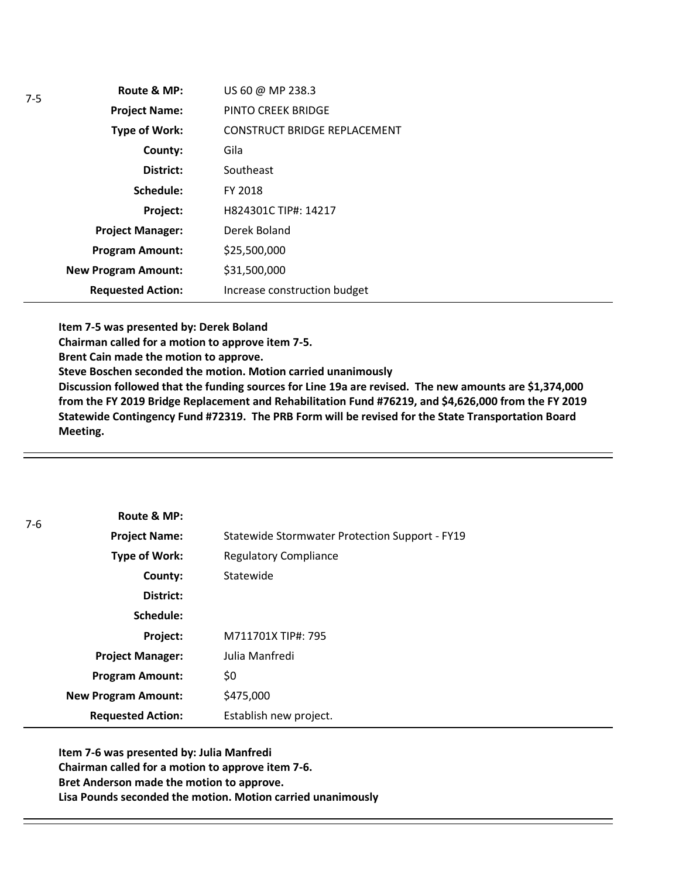7-5

| | |
|---|---|
| **Route & MP:** | US 60 @ MP 238.3 |
| **Project Name:** | PINTO CREEK BRIDGE |
| **Type of Work:** | CONSTRUCT BRIDGE REPLACEMENT |
| **County:** | Gila |
| **District:** | Southeast |
| **Schedule:** | FY 2018 |
| **Project:** | H824301C TIP#: 14217 |
| **Project Manager:** | Derek Boland |
| **Program Amount:** | $25,500,000 |
| **New Program Amount:** | $31,500,000 |
| **Requested Action:** | Increase construction budget |

**Item 7-5 was presented by: Derek Boland**
**Chairman called for a motion to approve item 7-5.**
**Brent Cain made the motion to approve.**
**Steve Boschen seconded the motion. Motion carried unanimously**
**Discussion followed that the funding sources for Line 19a are revised. The new amounts are $1,374,000 from the FY 2019 Bridge Replacement and Rehabilitation Fund #76219, and $4,626,000 from the FY 2019 Statewide Contingency Fund #72319. The PRB Form will be revised for the State Transportation Board Meeting.**

---

7-6

| | |
|---|---|
| **Route & MP:** | |
| **Project Name:** | Statewide Stormwater Protection Support - FY19 |
| **Type of Work:** | Regulatory Compliance |
| **County:** | Statewide |
| **District:** | |
| **Schedule:** | |
| **Project:** | M711701X TIP#: 795 |
| **Project Manager:** | Julia Manfredi |
| **Program Amount:** | $0 |
| **New Program Amount:** | $475,000 |
| **Requested Action:** | Establish new project. |

**Item 7-6 was presented by: Julia Manfredi**
**Chairman called for a motion to approve item 7-6.**
**Bret Anderson made the motion to approve.**
**Lisa Pounds seconded the motion. Motion carried unanimously**

---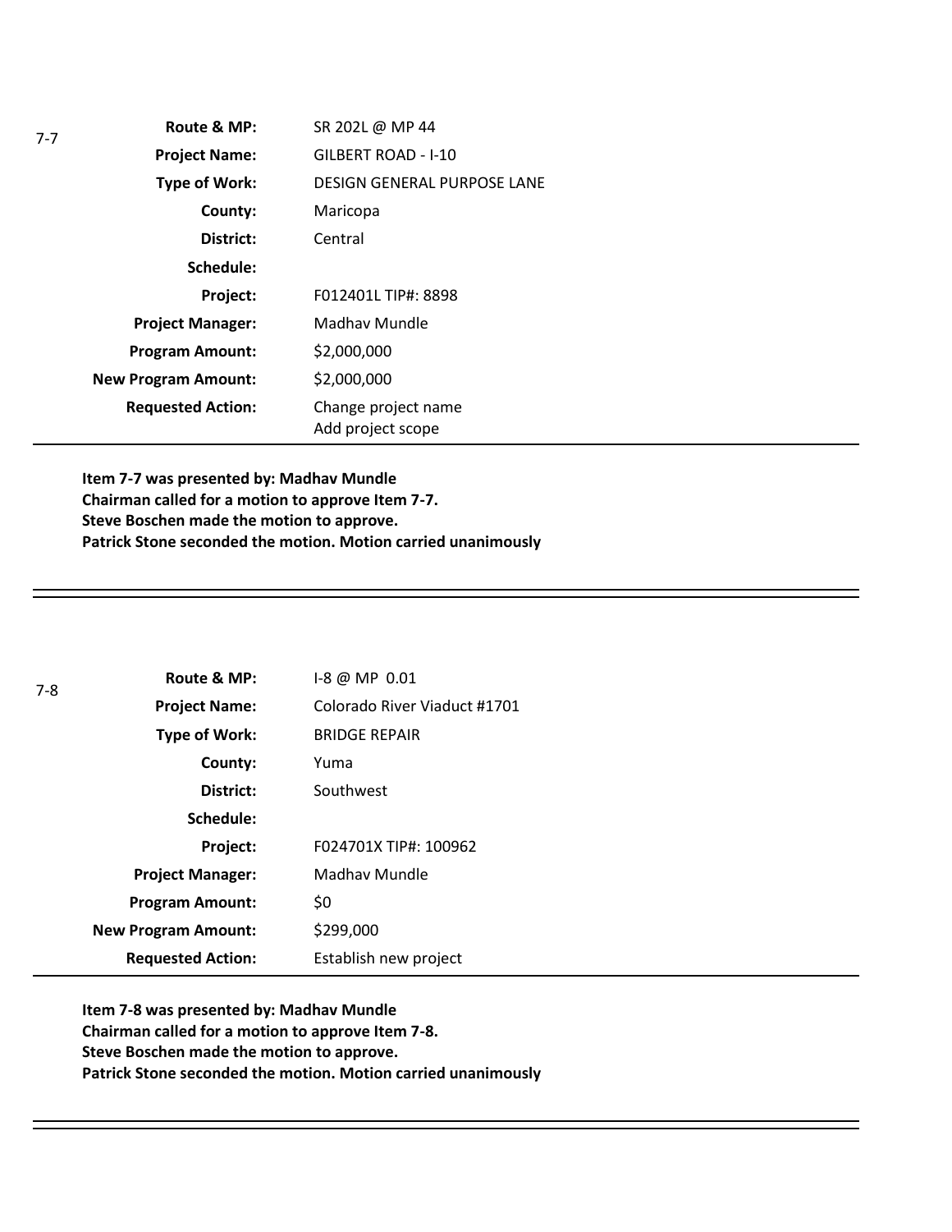7-7

| | |
|---|---|
| **Route & MP:** | SR 202L @ MP 44 |
| **Project Name:** | GILBERT ROAD - I-10 |
| **Type of Work:** | DESIGN GENERAL PURPOSE LANE |
| **County:** | Maricopa |
| **District:** | Central |
| **Schedule:** | |
| **Project:** | F012401L TIP#: 8898 |
| **Project Manager:** | Madhav Mundle |
| **Program Amount:** | $2,000,000 |
| **New Program Amount:** | $2,000,000 |
| **Requested Action:** | Change project name<br>Add project scope |

**Item 7-7 was presented by: Madhav Mundle**
**Chairman called for a motion to approve Item 7-7.**
**Steve Boschen made the motion to approve.**
**Patrick Stone seconded the motion. Motion carried unanimously**

---

7-8

| | |
|---|---|
| **Route & MP:** | I-8 @ MP 0.01 |
| **Project Name:** | Colorado River Viaduct #1701 |
| **Type of Work:** | BRIDGE REPAIR |
| **County:** | Yuma |
| **District:** | Southwest |
| **Schedule:** | |
| **Project:** | F024701X TIP#: 100962 |
| **Project Manager:** | Madhav Mundle |
| **Program Amount:** | $0 |
| **New Program Amount:** | $299,000 |
| **Requested Action:** | Establish new project |

**Item 7-8 was presented by: Madhav Mundle**
**Chairman called for a motion to approve Item 7-8.**
**Steve Boschen made the motion to approve.**
**Patrick Stone seconded the motion. Motion carried unanimously**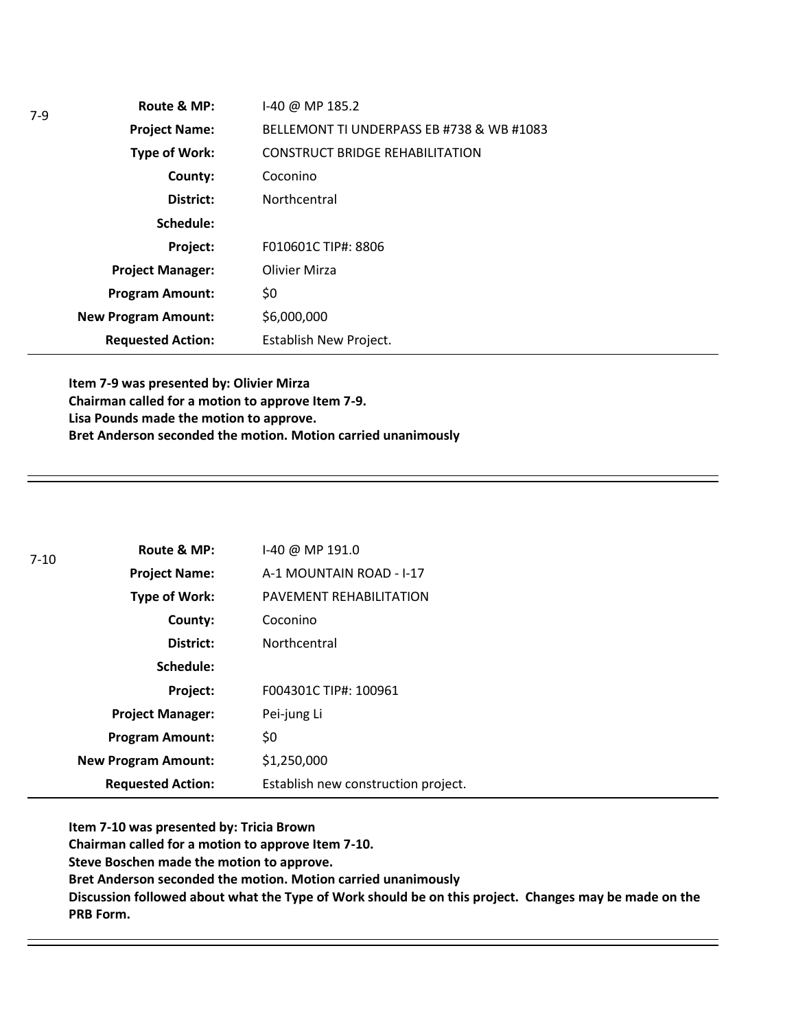7-9

| | |
|---|---|
| **Route & MP:** | I-40 @ MP 185.2 |
| **Project Name:** | BELLEMONT TI UNDERPASS EB #738 & WB #1083 |
| **Type of Work:** | CONSTRUCT BRIDGE REHABILITATION |
| **County:** | Coconino |
| **District:** | Northcentral |
| **Schedule:** | |
| **Project:** | F010601C TIP#: 8806 |
| **Project Manager:** | Olivier Mirza |
| **Program Amount:** | $0 |
| **New Program Amount:** | $6,000,000 |
| **Requested Action:** | Establish New Project. |

**Item 7-9 was presented by: Olivier Mirza**
**Chairman called for a motion to approve Item 7-9.**
**Lisa Pounds made the motion to approve.**
**Bret Anderson seconded the motion. Motion carried unanimously**

---

7-10

| | |
|---|---|
| **Route & MP:** | I-40 @ MP 191.0 |
| **Project Name:** | A-1 MOUNTAIN ROAD - I-17 |
| **Type of Work:** | PAVEMENT REHABILITATION |
| **County:** | Coconino |
| **District:** | Northcentral |
| **Schedule:** | |
| **Project:** | F004301C TIP#: 100961 |
| **Project Manager:** | Pei-jung Li |
| **Program Amount:** | $0 |
| **New Program Amount:** | $1,250,000 |
| **Requested Action:** | Establish new construction project. |

**Item 7-10 was presented by: Tricia Brown**
**Chairman called for a motion to approve Item 7-10.**
**Steve Boschen made the motion to approve.**
**Bret Anderson seconded the motion. Motion carried unanimously**
**Discussion followed about what the Type of Work should be on this project. Changes may be made on the PRB Form.**

---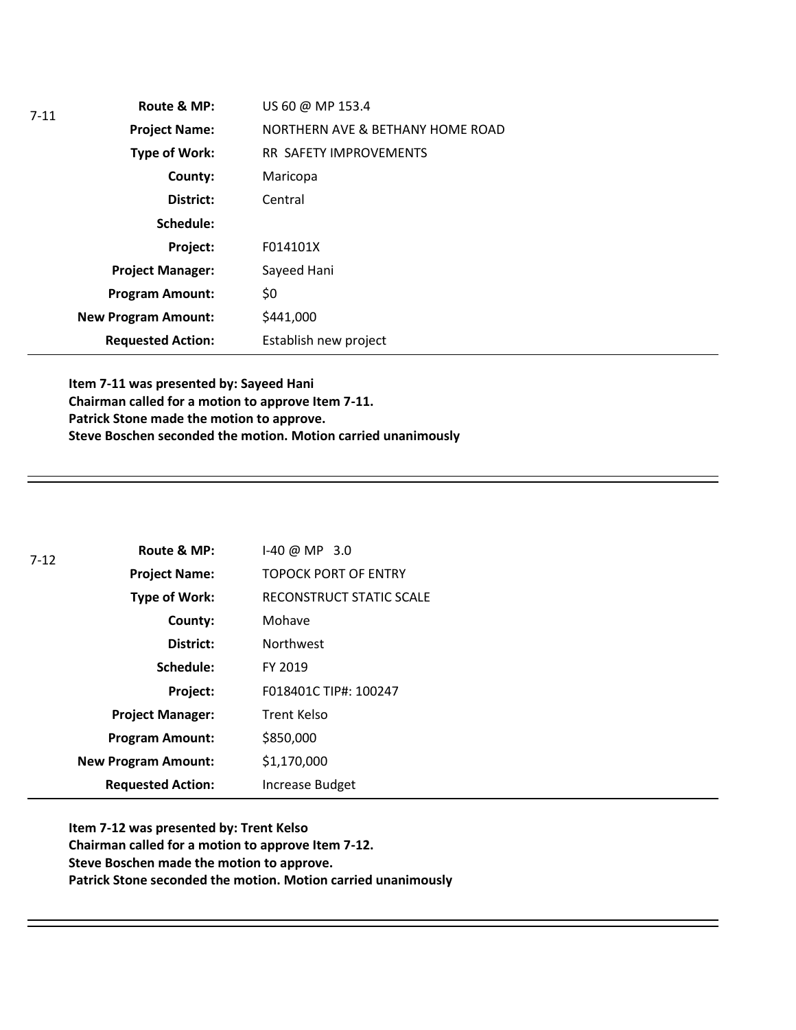7-11

| | |
|---|---|
| **Route & MP:** | US 60 @ MP 153.4 |
| **Project Name:** | NORTHERN AVE & BETHANY HOME ROAD |
| **Type of Work:** | RR SAFETY IMPROVEMENTS |
| **County:** | Maricopa |
| **District:** | Central |
| **Schedule:** | |
| **Project:** | F014101X |
| **Project Manager:** | Sayeed Hani |
| **Program Amount:** | $0 |
| **New Program Amount:** | $441,000 |
| **Requested Action:** | Establish new project |

**Item 7-11 was presented by: Sayeed Hani**
**Chairman called for a motion to approve Item 7-11.**
**Patrick Stone made the motion to approve.**
**Steve Boschen seconded the motion. Motion carried unanimously**

---

7-12

| | |
|---|---|
| **Route & MP:** | I-40 @ MP 3.0 |
| **Project Name:** | TOPOCK PORT OF ENTRY |
| **Type of Work:** | RECONSTRUCT STATIC SCALE |
| **County:** | Mohave |
| **District:** | Northwest |
| **Schedule:** | FY 2019 |
| **Project:** | F018401C TIP#: 100247 |
| **Project Manager:** | Trent Kelso |
| **Program Amount:** | $850,000 |
| **New Program Amount:** | $1,170,000 |
| **Requested Action:** | Increase Budget |

**Item 7-12 was presented by: Trent Kelso**
**Chairman called for a motion to approve Item 7-12.**
**Steve Boschen made the motion to approve.**
**Patrick Stone seconded the motion. Motion carried unanimously**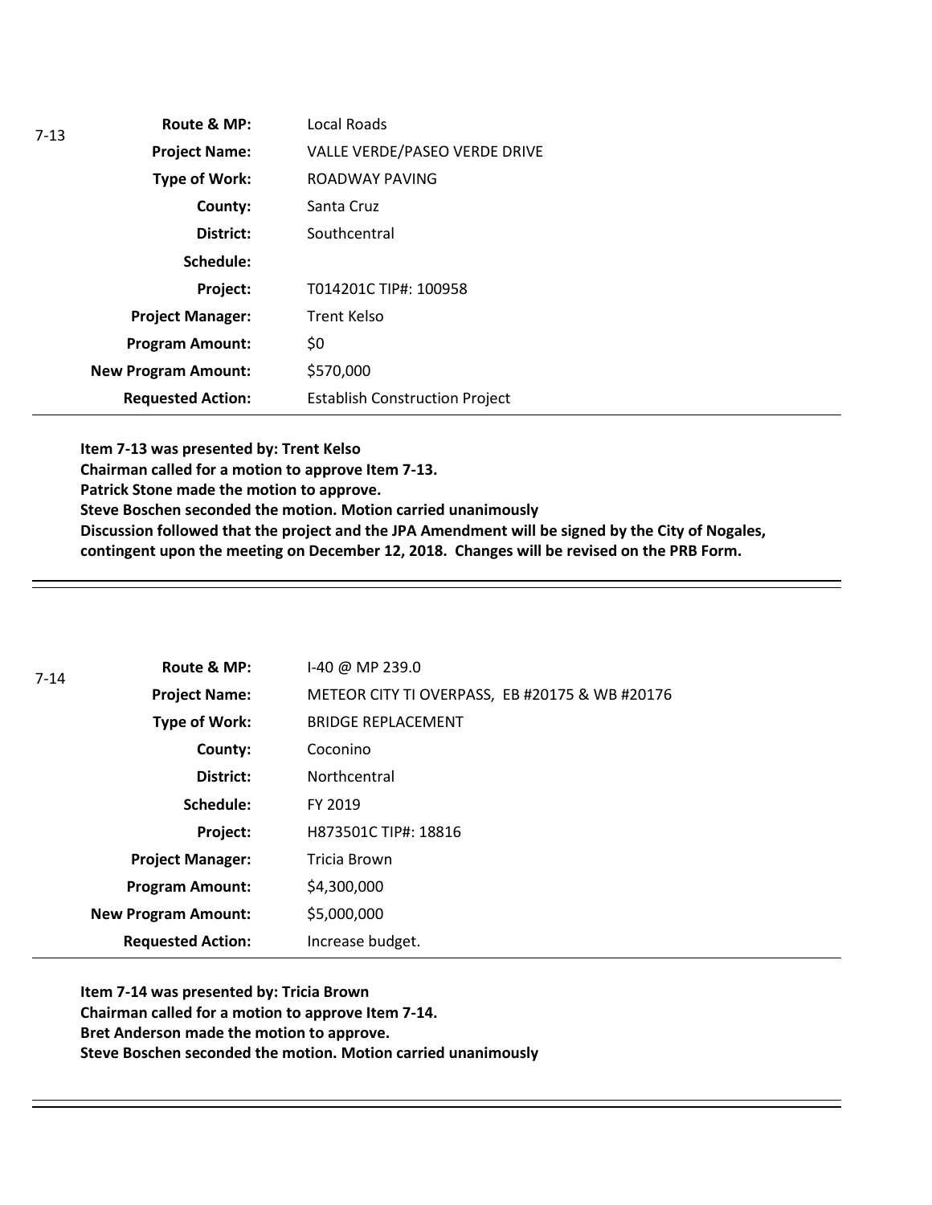7-13

| | |
|---|---|
| **Route & MP:** | Local Roads |
| **Project Name:** | VALLE VERDE/PASEO VERDE DRIVE |
| **Type of Work:** | ROADWAY PAVING |
| **County:** | Santa Cruz |
| **District:** | Southcentral |
| **Schedule:** | |
| **Project:** | T014201C TIP#: 100958 |
| **Project Manager:** | Trent Kelso |
| **Program Amount:** | $0 |
| **New Program Amount:** | $570,000 |
| **Requested Action:** | Establish Construction Project |

**Item 7-13 was presented by: Trent Kelso**
**Chairman called for a motion to approve Item 7-13.**
**Patrick Stone made the motion to approve.**
**Steve Boschen seconded the motion. Motion carried unanimously**
**Discussion followed that the project and the JPA Amendment will be signed by the City of Nogales, contingent upon the meeting on December 12, 2018. Changes will be revised on the PRB Form.**

---

7-14

| | |
|---|---|
| **Route & MP:** | I-40 @ MP 239.0 |
| **Project Name:** | METEOR CITY TI OVERPASS, EB #20175 & WB #20176 |
| **Type of Work:** | BRIDGE REPLACEMENT |
| **County:** | Coconino |
| **District:** | Northcentral |
| **Schedule:** | FY 2019 |
| **Project:** | H873501C TIP#: 18816 |
| **Project Manager:** | Tricia Brown |
| **Program Amount:** | $4,300,000 |
| **New Program Amount:** | $5,000,000 |
| **Requested Action:** | Increase budget. |

**Item 7-14 was presented by: Tricia Brown**
**Chairman called for a motion to approve Item 7-14.**
**Bret Anderson made the motion to approve.**
**Steve Boschen seconded the motion. Motion carried unanimously**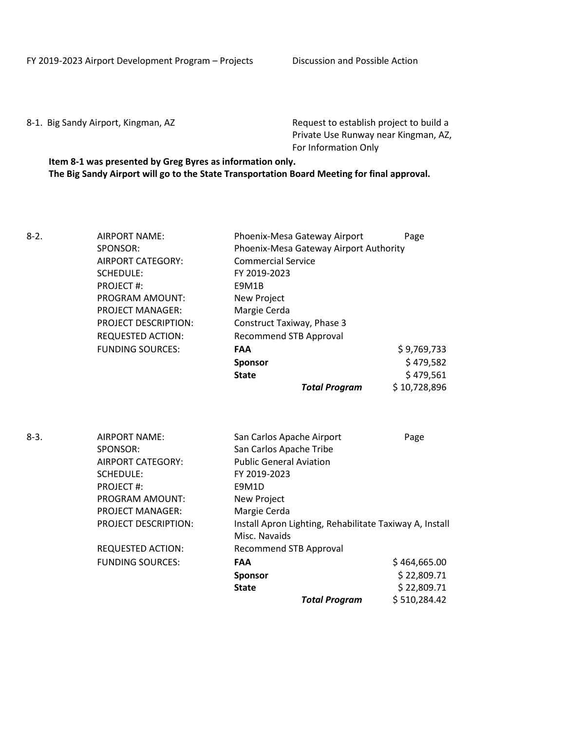FY 2019-2023 Airport Development Program – Projects Discussion and Possible Action

8-1. Big Sandy Airport, Kingman, AZ — Request to establish project to build a Private Use Runway near Kingman, AZ, For Information Only

**Item 8-1 was presented by Greg Byres as information only.**
**The Big Sandy Airport will go to the State Transportation Board Meeting for final approval.**

8-2.

| | | | |
|---|---|---|---|
| AIRPORT NAME: | Phoenix-Mesa Gateway Airport | Page | |
| SPONSOR: | Phoenix-Mesa Gateway Airport Authority | | |
| AIRPORT CATEGORY: | Commercial Service | | |
| SCHEDULE: | FY 2019-2023 | | |
| PROJECT #: | E9M1B | | |
| PROGRAM AMOUNT: | New Project | | |
| PROJECT MANAGER: | Margie Cerda | | |
| PROJECT DESCRIPTION: | Construct Taxiway, Phase 3 | | |
| REQUESTED ACTION: | Recommend STB Approval | | |
| FUNDING SOURCES: | **FAA** | | $ 9,769,733 |
| | **Sponsor** | | $ 479,582 |
| | **State** | | $ 479,561 |
| | | ***Total Program*** | $ 10,728,896 |

8-3.

| | | | |
|---|---|---|---|
| AIRPORT NAME: | San Carlos Apache Airport | Page | |
| SPONSOR: | San Carlos Apache Tribe | | |
| AIRPORT CATEGORY: | Public General Aviation | | |
| SCHEDULE: | FY 2019-2023 | | |
| PROJECT #: | E9M1D | | |
| PROGRAM AMOUNT: | New Project | | |
| PROJECT MANAGER: | Margie Cerda | | |
| PROJECT DESCRIPTION: | Install Apron Lighting, Rehabilitate Taxiway A, Install Misc. Navaids | | |
| REQUESTED ACTION: | Recommend STB Approval | | |
| FUNDING SOURCES: | **FAA** | | $ 464,665.00 |
| | **Sponsor** | | $ 22,809.71 |
| | **State** | | $ 22,809.71 |
| | | ***Total Program*** | $ 510,284.42 |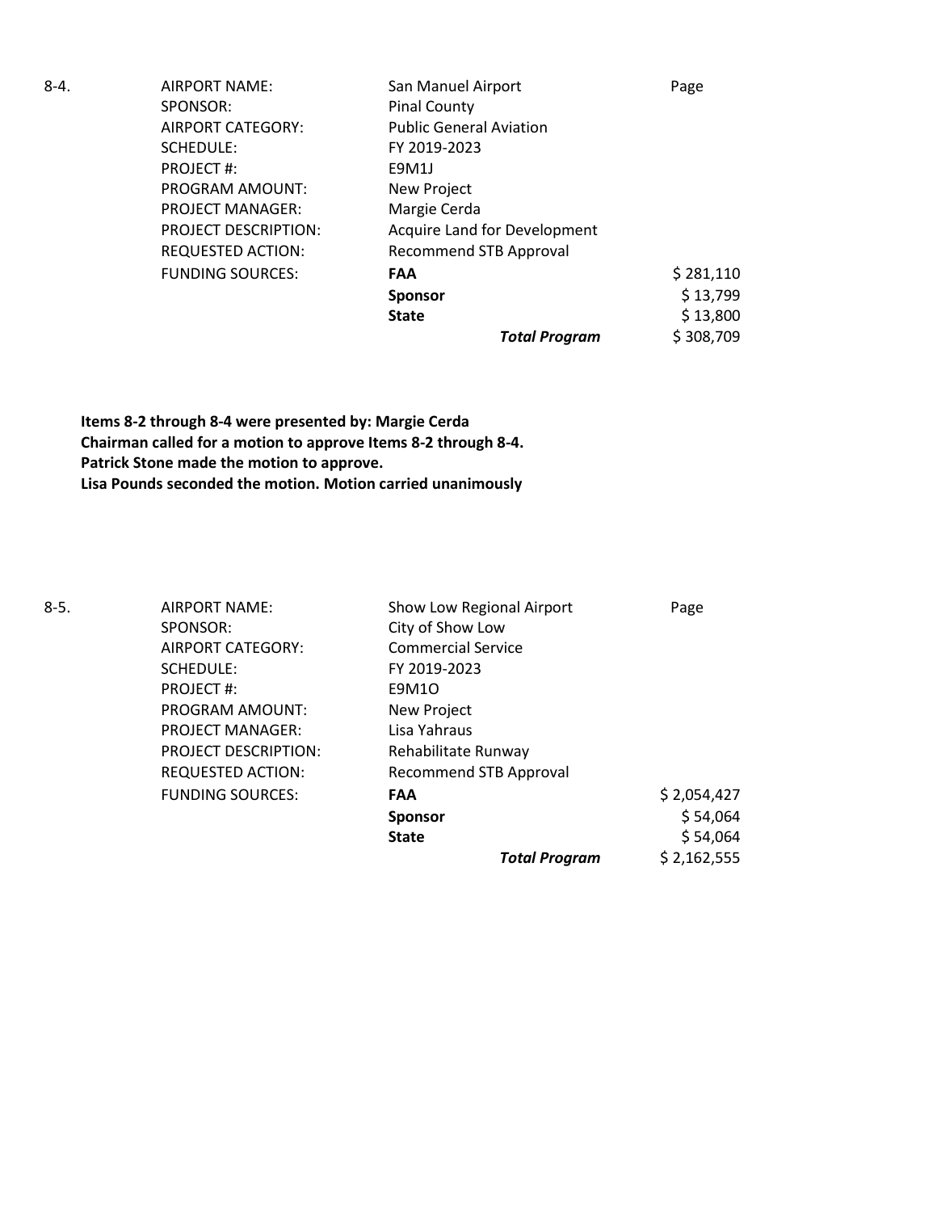8-4.

| | | |
|---|---|---|
| AIRPORT NAME: | San Manuel Airport | Page |
| SPONSOR: | Pinal County | |
| AIRPORT CATEGORY: | Public General Aviation | |
| SCHEDULE: | FY 2019-2023 | |
| PROJECT #: | E9M1J | |
| PROGRAM AMOUNT: | New Project | |
| PROJECT MANAGER: | Margie Cerda | |
| PROJECT DESCRIPTION: | Acquire Land for Development | |
| REQUESTED ACTION: | Recommend STB Approval | |
| FUNDING SOURCES: | **FAA** | $ 281,110 |
| | **Sponsor** | $ 13,799 |
| | **State** | $ 13,800 |
| | ***Total Program*** | $ 308,709 |

**Items 8-2 through 8-4 were presented by: Margie Cerda**
**Chairman called for a motion to approve Items 8-2 through 8-4.**
**Patrick Stone made the motion to approve.**
**Lisa Pounds seconded the motion. Motion carried unanimously**

8-5.

| | | |
|---|---|---|
| AIRPORT NAME: | Show Low Regional Airport | Page |
| SPONSOR: | City of Show Low | |
| AIRPORT CATEGORY: | Commercial Service | |
| SCHEDULE: | FY 2019-2023 | |
| PROJECT #: | E9M1O | |
| PROGRAM AMOUNT: | New Project | |
| PROJECT MANAGER: | Lisa Yahraus | |
| PROJECT DESCRIPTION: | Rehabilitate Runway | |
| REQUESTED ACTION: | Recommend STB Approval | |
| FUNDING SOURCES: | **FAA** | $ 2,054,427 |
| | **Sponsor** | $ 54,064 |
| | **State** | $ 54,064 |
| | ***Total Program*** | $ 2,162,555 |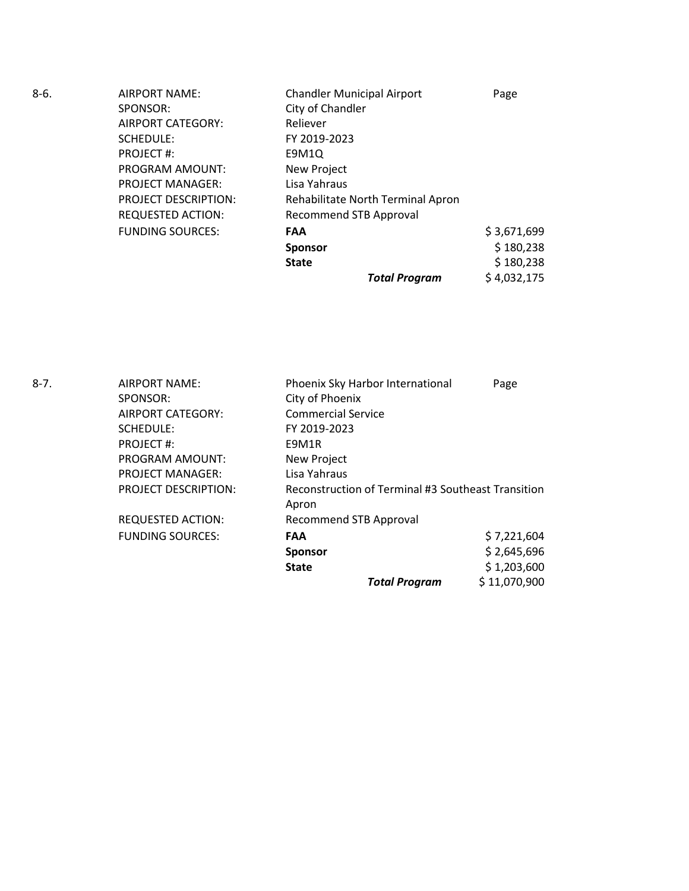| 8-6. | AIRPORT NAME: | Chandler Municipal Airport | Page |
|---|---|---|---|
| | SPONSOR: | City of Chandler | |
| | AIRPORT CATEGORY: | Reliever | |
| | SCHEDULE: | FY 2019-2023 | |
| | PROJECT #: | E9M1Q | |
| | PROGRAM AMOUNT: | New Project | |
| | PROJECT MANAGER: | Lisa Yahraus | |
| | PROJECT DESCRIPTION: | Rehabilitate North Terminal Apron | |
| | REQUESTED ACTION: | Recommend STB Approval | |
| | FUNDING SOURCES: | **FAA** | $ 3,671,699 |
| | | **Sponsor** | $ 180,238 |
| | | **State** | $ 180,238 |
| | | ***Total Program*** | $ 4,032,175 |

| 8-7. | AIRPORT NAME: | Phoenix Sky Harbor International | Page |
|---|---|---|---|
| | SPONSOR: | City of Phoenix | |
| | AIRPORT CATEGORY: | Commercial Service | |
| | SCHEDULE: | FY 2019-2023 | |
| | PROJECT #: | E9M1R | |
| | PROGRAM AMOUNT: | New Project | |
| | PROJECT MANAGER: | Lisa Yahraus | |
| | PROJECT DESCRIPTION: | Reconstruction of Terminal #3 Southeast Transition Apron | |
| | REQUESTED ACTION: | Recommend STB Approval | |
| | FUNDING SOURCES: | **FAA** | $ 7,221,604 |
| | | **Sponsor** | $ 2,645,696 |
| | | **State** | $ 1,203,600 |
| | | ***Total Program*** | $ 11,070,900 |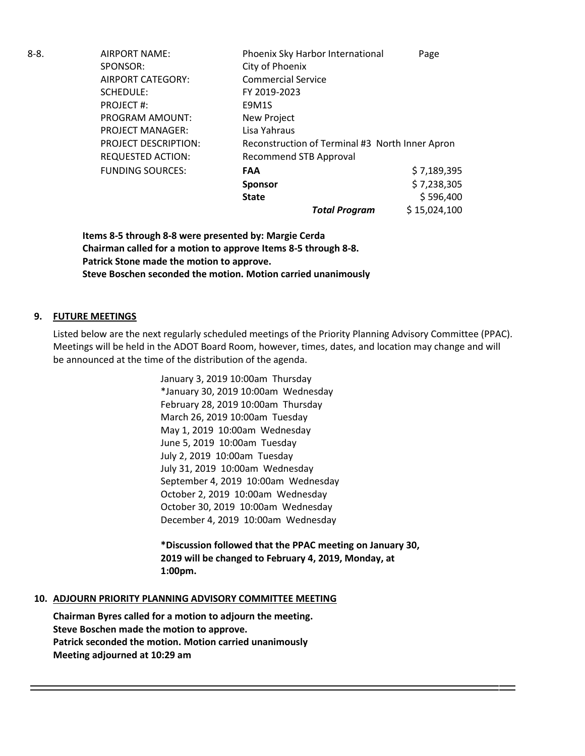8-8.

| | | |
|---|---|---|
| AIRPORT NAME: | Phoenix Sky Harbor International | Page |
| SPONSOR: | City of Phoenix | |
| AIRPORT CATEGORY: | Commercial Service | |
| SCHEDULE: | FY 2019-2023 | |
| PROJECT #: | E9M1S | |
| PROGRAM AMOUNT: | New Project | |
| PROJECT MANAGER: | Lisa Yahraus | |
| PROJECT DESCRIPTION: | Reconstruction of Terminal #3 North Inner Apron | |
| REQUESTED ACTION: | Recommend STB Approval | |
| FUNDING SOURCES: | **FAA** | $ 7,189,395 |
| | **Sponsor** | $ 7,238,305 |
| | **State** | $ 596,400 |
| | ***Total Program*** | $ 15,024,100 |

**Items 8-5 through 8-8 were presented by: Margie Cerda**
**Chairman called for a motion to approve Items 8-5 through 8-8.**
**Patrick Stone made the motion to approve.**
**Steve Boschen seconded the motion. Motion carried unanimously**

## 9. FUTURE MEETINGS

Listed below are the next regularly scheduled meetings of the Priority Planning Advisory Committee (PPAC). Meetings will be held in the ADOT Board Room, however, times, dates, and location may change and will be announced at the time of the distribution of the agenda.

January 3, 2019 10:00am Thursday
*January 30, 2019 10:00am Wednesday
February 28, 2019 10:00am Thursday
March 26, 2019 10:00am Tuesday
May 1, 2019 10:00am Wednesday
June 5, 2019 10:00am Tuesday
July 2, 2019 10:00am Tuesday
July 31, 2019 10:00am Wednesday
September 4, 2019 10:00am Wednesday
October 2, 2019 10:00am Wednesday
October 30, 2019 10:00am Wednesday
December 4, 2019 10:00am Wednesday

**\*Discussion followed that the PPAC meeting on January 30, 2019 will be changed to February 4, 2019, Monday, at 1:00pm.**

## 10. ADJOURN PRIORITY PLANNING ADVISORY COMMITTEE MEETING

**Chairman Byres called for a motion to adjourn the meeting.**
**Steve Boschen made the motion to approve.**
**Patrick seconded the motion. Motion carried unanimously**
**Meeting adjourned at 10:29 am**